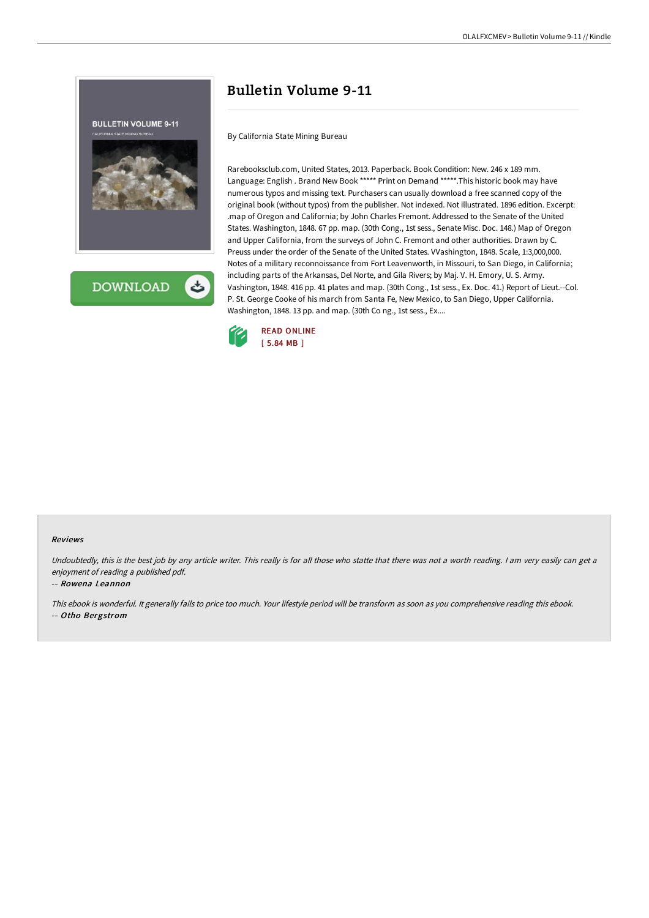# Bulletin Volume 9-11

By California State Mining Bureau

Rarebooksclub.com, United States, 2013. Paperback. Book Condition: New. 246 x 189 mm. Language: English . Brand New Book ***** Print on Demand *****.This historic book may have numerous typos and missing text. Purchasers can usually download a free scanned copy of the original book (without typos) from the publisher. Not indexed. Not illustrated. 1896 edition. Excerpt: .map of Oregon and California; by John Charles Fremont. Addressed to the Senate of the United States. Washington, 1848. 67 pp. map. (30th Cong., 1st sess., Senate Misc. Doc. 148.) Map of Oregon and Upper California, from the surveys of John C. Fremont and other authorities. Drawn by C. Preuss under the order of the Senate of the United States. VVashington, 1848. Scale, 1:3,000,000. Notes of a military reconnoissance from Fort Leavenworth, in Missouri, to San Diego, in California; including parts of the Arkansas, Del Norte, and Gila Rivers; by Maj. V. H. Emory, U. S. Army. Vashington, 1848. 416 pp. 41 plates and map. (30th Cong., 1st sess., Ex. Doc. 41.) Report of Lieut.--Col. P. St. George Cooke of his march from Santa Fe, New Mexico, to San Diego, Upper California. Washington, 1848. 13 pp. and map. (30th Co ng., 1st sess., Ex....

READ ONLINE
[ 5.84 MB ]

#### Reviews

*Undoubtedly, this is the best job by any article writer. This really is for all those who statte that there was not a worth reading. I am very easily can get a enjoyment of reading a published pdf.*

-- *Rowena Leannon*

*This ebook is wonderful. It generally fails to price too much. Your lifestyle period will be transform as soon as you comprehensive reading this ebook.*

-- *Otho Bergstrom*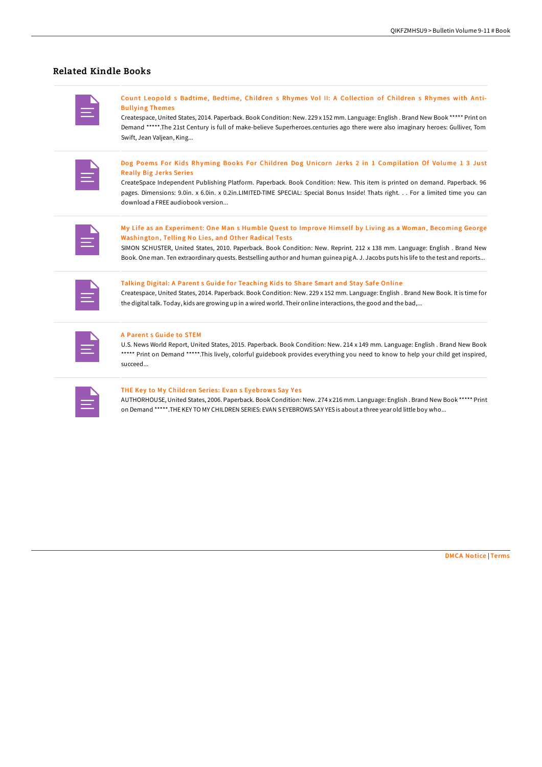## Related Kindle Books

**Count Leopold s Badtime, Bedtime, Children s Rhymes Vol II: A Collection of Children s Rhymes with Anti-Bullying Themes**

Createspace, United States, 2014. Paperback. Book Condition: New. 229 x 152 mm. Language: English . Brand New Book ***** Print on Demand *****.The 21st Century is full of make-believe Superheroes.centuries ago there were also imaginary heroes: Gulliver, Tom Swift, Jean Valjean, King...

**Dog Poems For Kids Rhyming Books For Children Dog Unicorn Jerks 2 in 1 Compilation Of Volume 1 3 Just Really Big Jerks Series**

CreateSpace Independent Publishing Platform. Paperback. Book Condition: New. This item is printed on demand. Paperback. 96 pages. Dimensions: 9.0in. x 6.0in. x 0.2in.LIMITED-TIME SPECIAL: Special Bonus Inside! Thats right. . . For a limited time you can download a FREE audiobook version...

**My Life as an Experiment: One Man s Humble Quest to Improve Himself by Living as a Woman, Becoming George Washington, Telling No Lies, and Other Radical Tests**

SIMON SCHUSTER, United States, 2010. Paperback. Book Condition: New. Reprint. 212 x 138 mm. Language: English . Brand New Book. One man. Ten extraordinary quests. Bestselling author and human guinea pig A. J. Jacobs puts his life to the test and reports...

**Talking Digital: A Parent s Guide for Teaching Kids to Share Smart and Stay Safe Online**

Createspace, United States, 2014. Paperback. Book Condition: New. 229 x 152 mm. Language: English . Brand New Book. It is time for the digital talk. Today, kids are growing up in a wired world. Their online interactions, the good and the bad,...

**A Parent s Guide to STEM**

U.S. News World Report, United States, 2015. Paperback. Book Condition: New. 214 x 149 mm. Language: English . Brand New Book ***** Print on Demand *****.This lively, colorful guidebook provides everything you need to know to help your child get inspired, succeed...

**THE Key to My Children Series: Evan s Eyebrows Say Yes**

AUTHORHOUSE, United States, 2006. Paperback. Book Condition: New. 274 x 216 mm. Language: English . Brand New Book ***** Print on Demand *****.THE KEY TO MY CHILDREN SERIES: EVAN S EYEBROWS SAY YES is about a three year old little boy who...